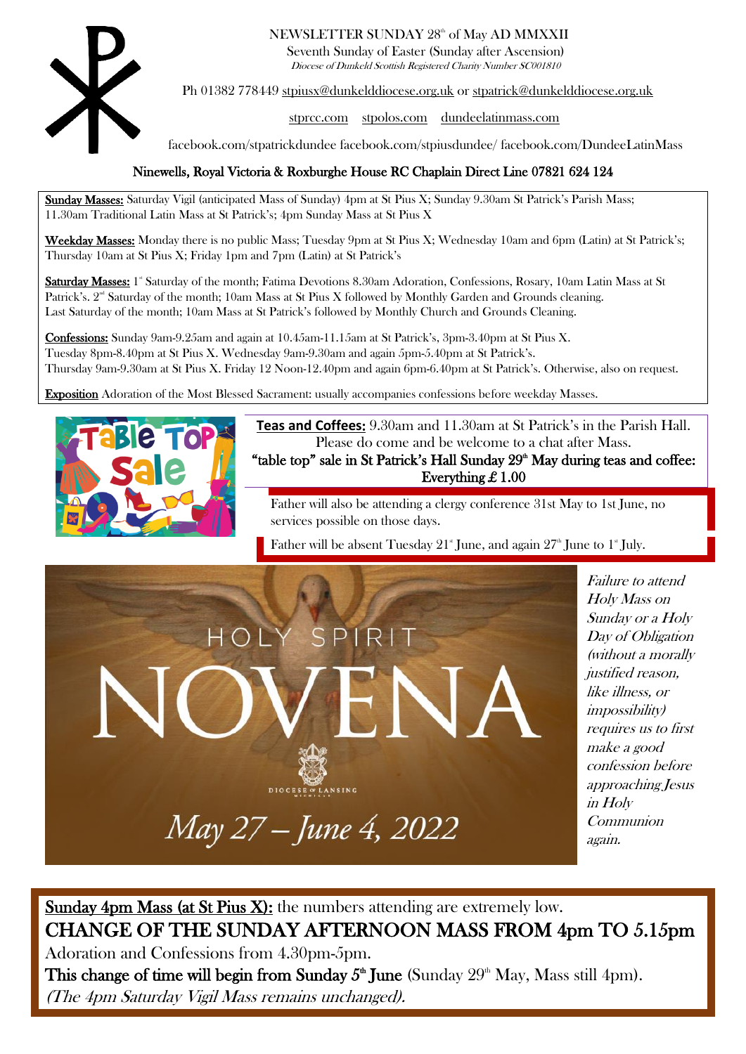NEWSLETTER SUNDAY 28th of May AD MMXXII

Seventh Sunday of Easter (Sunday after Ascension)

*Diocese of Dunkeld Scottish Registered Charity Number SC001810*

Ph 01382 778449 stpiusx@dunkelddiocese.org.uk or stpatrick@dunkelddiocese.org.uk

stprcc.com stpolos.com dundeelatinmass.com

facebook.com/stpatrickdundee facebook.com/stpiusdundee/ facebook.com/DundeeLatinMass

**Ninewells, Royal Victoria & Roxburghe House RC Chaplain Direct Line 07821 624 124**

**Sunday Masses:** Saturday Vigil (anticipated Mass of Sunday) 4pm at St Pius X; Sunday 9.30am St Patrick's Parish Mass; 11.30am Traditional Latin Mass at St Patrick's; 4pm Sunday Mass at St Pius X

**Weekday Masses:** Monday there is no public Mass; Tuesday 9pm at St Pius X; Wednesday 10am and 6pm (Latin) at St Patrick's; Thursday 10am at St Pius X; Friday 1pm and 7pm (Latin) at St Patrick's

**Saturday Masses:** 1st Saturday of the month; Fatima Devotions 8.30am Adoration, Confessions, Rosary, 10am Latin Mass at St Patrick's. 2nd Saturday of the month; 10am Mass at St Pius X followed by Monthly Garden and Grounds cleaning. Last Saturday of the month; 10am Mass at St Patrick's followed by Monthly Church and Grounds Cleaning.

**Confessions:** Sunday 9am-9.25am and again at 10.45am-11.15am at St Patrick's, 3pm-3.40pm at St Pius X. Tuesday 8pm-8.40pm at St Pius X. Wednesday 9am-9.30am and again 5pm-5.40pm at St Patrick's. Thursday 9am-9.30am at St Pius X. Friday 12 Noon-12.40pm and again 6pm-6.40pm at St Patrick's. Otherwise, also on request.

**Exposition** Adoration of the Most Blessed Sacrament: usually accompanies confessions before weekday Masses.

**Teas and Coffees:** 9.30am and 11.30am at St Patrick's in the Parish Hall. Please do come and be welcome to a chat after Mass.

**"table top" sale in St Patrick's Hall Sunday 29th May during teas and coffee: Everything £ 1.00**

Father will also be attending a clergy conference 31st May to 1st June, no services possible on those days.

Father will be absent Tuesday 21st June, and again 27th June to 1st July.

HOLY SPIRIT NOVENA

May 27 – June 4, 2022

*Failure to attend Holy Mass on Sunday or a Holy Day of Obligation (without a morally justified reason, like illness, or impossibility) requires us to first make a good confession before approaching Jesus in Holy Communion again.*

**Sunday 4pm Mass (at St Pius X):** the numbers attending are extremely low.

CHANGE OF THE SUNDAY AFTERNOON MASS FROM 4pm TO 5.15pm

Adoration and Confessions from 4.30pm-5pm.

**This change of time will begin from Sunday 5th June** (Sunday 29th May, Mass still 4pm).

*(The 4pm Saturday Vigil Mass remains unchanged).*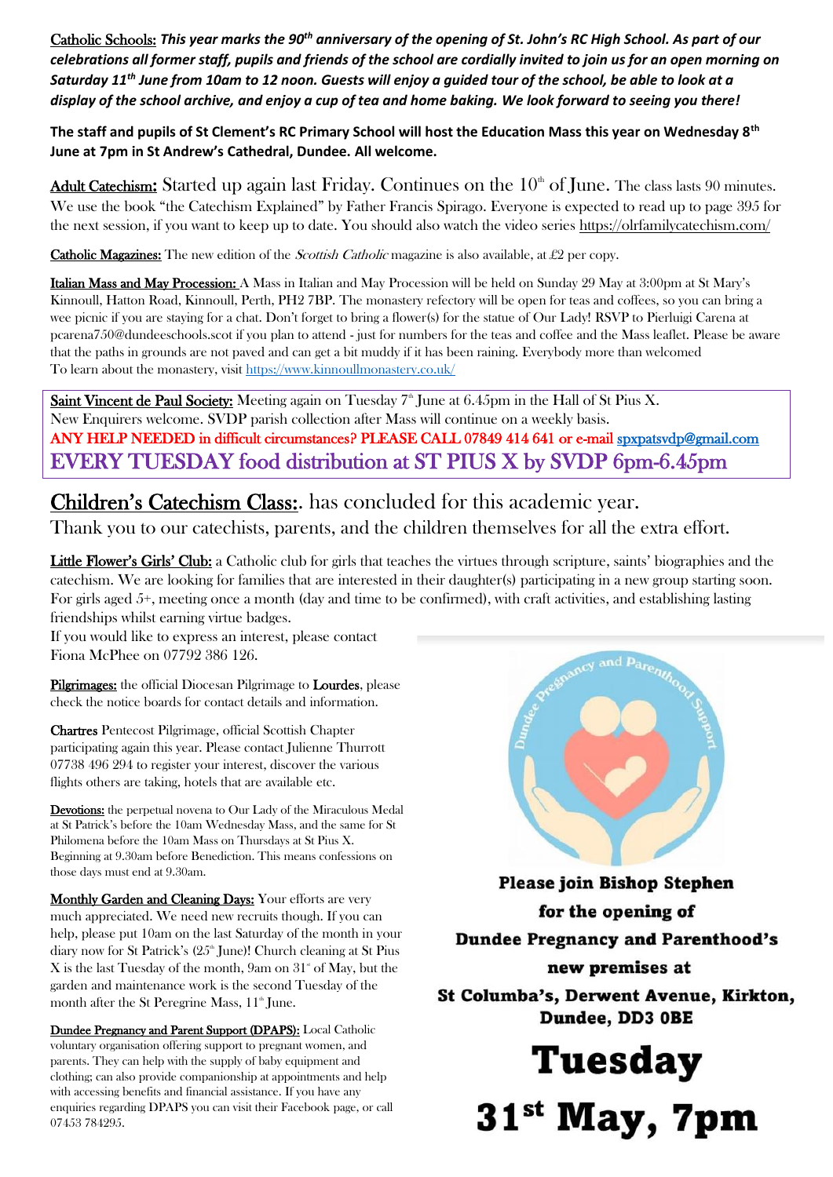**Catholic Schools:** ***This year marks the 90th anniversary of the opening of St. John's RC High School. As part of our celebrations all former staff, pupils and friends of the school are cordially invited to join us for an open morning on Saturday 11th June from 10am to 12 noon. Guests will enjoy a guided tour of the school, be able to look at a display of the school archive, and enjoy a cup of tea and home baking. We look forward to seeing you there!***

**The staff and pupils of St Clement's RC Primary School will host the Education Mass this year on Wednesday 8th June at 7pm in St Andrew's Cathedral, Dundee. All welcome.**

**Adult Catechism:** Started up again last Friday. Continues on the 10th of June. The class lasts 90 minutes. We use the book "the Catechism Explained" by Father Francis Spirago. Everyone is expected to read up to page 395 for the next session, if you want to keep up to date. You should also watch the video series https://olrfamilycatechism.com/

**Catholic Magazines:** The new edition of the *Scottish Catholic* magazine is also available, at £2 per copy.

**Italian Mass and May Procession:** A Mass in Italian and May Procession will be held on Sunday 29 May at 3:00pm at St Mary's Kinnoull, Hatton Road, Kinnoull, Perth, PH2 7BP. The monastery refectory will be open for teas and coffees, so you can bring a wee picnic if you are staying for a chat. Don't forget to bring a flower(s) for the statue of Our Lady! RSVP to Pierluigi Carena at pcarena750@dundeeschools.scot if you plan to attend - just for numbers for the teas and coffee and the Mass leaflet. Please be aware that the paths in grounds are not paved and can get a bit muddy if it has been raining. Everybody more than welcomed
To learn about the monastery, visit https://www.kinnoullmonastery.co.uk/

**Saint Vincent de Paul Society:** Meeting again on Tuesday 7th June at 6.45pm in the Hall of St Pius X.
New Enquirers welcome. SVDP parish collection after Mass will continue on a weekly basis.
**ANY HELP NEEDED in difficult circumstances? PLEASE CALL 07849 414 641 or e-mail spxpatsvdp@gmail.com**
**EVERY TUESDAY food distribution at ST PIUS X by SVDP 6pm-6.45pm**

**Children's Catechism Class:**. has concluded for this academic year.
Thank you to our catechists, parents, and the children themselves for all the extra effort.

**Little Flower's Girls' Club:** a Catholic club for girls that teaches the virtues through scripture, saints' biographies and the catechism. We are looking for families that are interested in their daughter(s) participating in a new group starting soon. For girls aged 5+, meeting once a month (day and time to be confirmed), with craft activities, and establishing lasting friendships whilst earning virtue badges.
If you would like to express an interest, please contact Fiona McPhee on 07792 386 126.

**Pilgrimages:** the official Diocesan Pilgrimage to **Lourdes**, please check the notice boards for contact details and information.

**Chartres** Pentecost Pilgrimage, official Scottish Chapter participating again this year. Please contact Julienne Thurrott 07738 496 294 to register your interest, discover the various flights others are taking, hotels that are available etc.

**Devotions:** the perpetual novena to Our Lady of the Miraculous Medal at St Patrick's before the 10am Wednesday Mass, and the same for St Philomena before the 10am Mass on Thursdays at St Pius X. Beginning at 9.30am before Benediction. This means confessions on those days must end at 9.30am.

**Monthly Garden and Cleaning Days:** Your efforts are very much appreciated. We need new recruits though. If you can help, please put 10am on the last Saturday of the month in your diary now for St Patrick's (25th June)! Church cleaning at St Pius X is the last Tuesday of the month, 9am on 31st of May, but the garden and maintenance work is the second Tuesday of the month after the St Peregrine Mass, 11th June.

**Dundee Pregnancy and Parent Support (DPAPS):** Local Catholic voluntary organisation offering support to pregnant women, and parents. They can help with the supply of baby equipment and clothing; can also provide companionship at appointments and help with accessing benefits and financial assistance. If you have any enquiries regarding DPAPS you can visit their Facebook page, or call 07453 784295.

Dundee Pregnancy and Parenthood Support

**Please join Bishop Stephen for the opening of Dundee Pregnancy and Parenthood's new premises at St Columba's, Derwent Avenue, Kirkton, Dundee, DD3 0BE**

# Tuesday 31st May, 7pm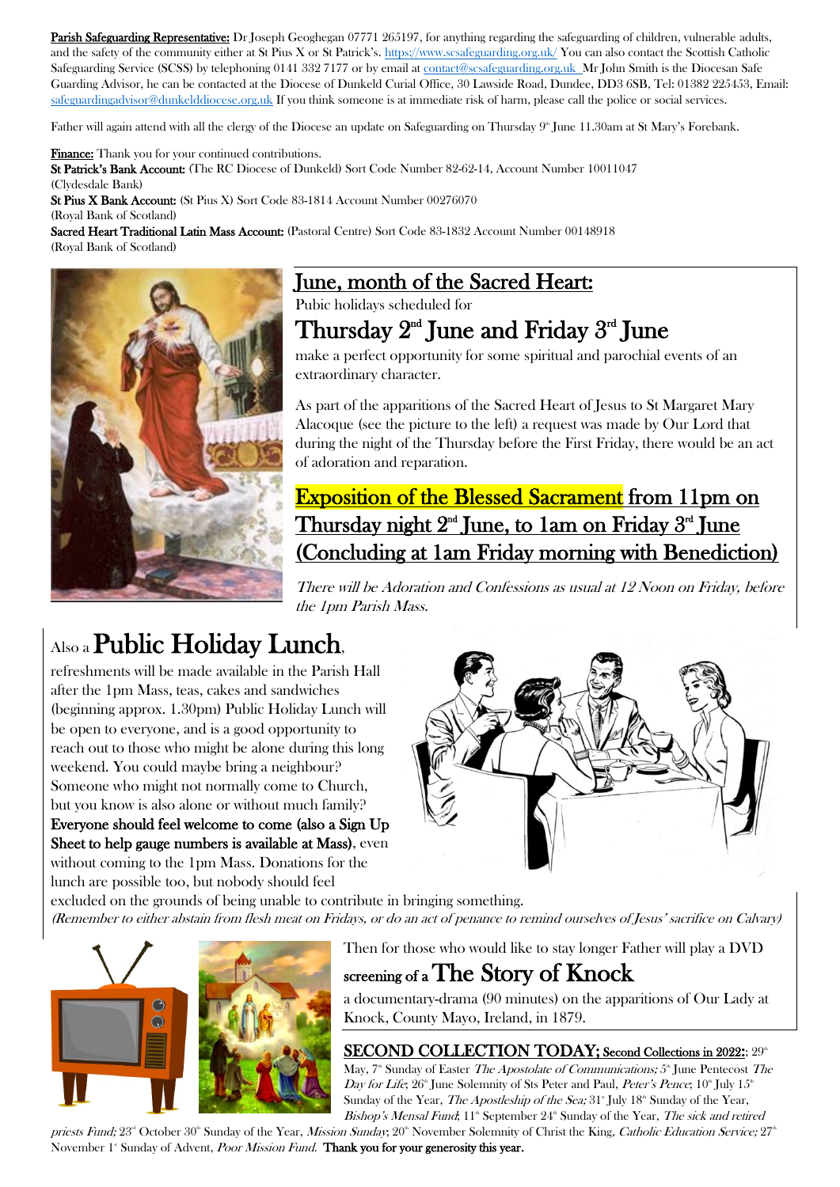**Parish Safeguarding Representative:** Dr Joseph Geoghegan 07771 265197, for anything regarding the safeguarding of children, vulnerable adults, and the safety of the community either at St Pius X or St Patrick's. https://www.scsafeguarding.org.uk/ You can also contact the Scottish Catholic Safeguarding Service (SCSS) by telephoning 0141 332 7177 or by email at contact@scsafeguarding.org.uk Mr John Smith is the Diocesan Safe Guarding Advisor, he can be contacted at the Diocese of Dunkeld Curial Office, 30 Lawside Road, Dundee, DD3 6SB, Tel: 01382 225453, Email: safeguardingadvisor@dunkelddiocese.org.uk If you think someone is at immediate risk of harm, please call the police or social services.

Father will again attend with all the clergy of the Diocese an update on Safeguarding on Thursday 9th June 11.30am at St Mary's Forebank.

**Finance:** Thank you for your continued contributions.
**St Patrick's Bank Account:** (The RC Diocese of Dunkeld) Sort Code Number 82-62-14, Account Number 10011047
(Clydesdale Bank)
**St Pius X Bank Account:** (St Pius X) Sort Code 83-1814 Account Number 00276070
(Royal Bank of Scotland)
**Sacred Heart Traditional Latin Mass Account:** (Pastoral Centre) Sort Code 83-1832 Account Number 00148918
(Royal Bank of Scotland)

## June, month of the Sacred Heart:

Pubic holidays scheduled for

## Thursday 2nd June and Friday 3rd June

make a perfect opportunity for some spiritual and parochial events of an extraordinary character.

As part of the apparitions of the Sacred Heart of Jesus to St Margaret Mary Alacoque (see the picture to the left) a request was made by Our Lord that during the night of the Thursday before the First Friday, there would be an act of adoration and reparation.

## Exposition of the Blessed Sacrament from 11pm on Thursday night 2nd June, to 1am on Friday 3rd June (Concluding at 1am Friday morning with Benediction)

*There will be Adoration and Confessions as usual at 12 Noon on Friday, before the 1pm Parish Mass.*

## Also a Public Holiday Lunch,

refreshments will be made available in the Parish Hall after the 1pm Mass, teas, cakes and sandwiches (beginning approx. 1.30pm) Public Holiday Lunch will be open to everyone, and is a good opportunity to reach out to those who might be alone during this long weekend. You could maybe bring a neighbour? Someone who might not normally come to Church, but you know is also alone or without much family? **Everyone should feel welcome to come (also a Sign Up Sheet to help gauge numbers is available at Mass)**, even without coming to the 1pm Mass. Donations for the lunch are possible too, but nobody should feel excluded on the grounds of being unable to contribute in bringing something.
*(Remember to either abstain from flesh meat on Fridays, or do an act of penance to remind ourselves of Jesus' sacrifice on Calvary)*

Then for those who would like to stay longer Father will play a DVD screening of a **The Story of Knock**
a documentary-drama (90 minutes) on the apparitions of Our Lady at Knock, County Mayo, Ireland, in 1879.

**SECOND COLLECTION TODAY; Second Collections in 2022:**; 29th May, 7th Sunday of Easter *The Apostolate of Communications;* 5th June Pentecost *The Day for Life*; 26th June Solemnity of Sts Peter and Paul, *Peter's Pence*; 10th July 15th Sunday of the Year, *The Apostleship of the Sea;* 31st July 18th Sunday of the Year, *Bishop's Mensal Fund*; 11th September 24th Sunday of the Year, *The sick and retired priests Fund;* 23rd October 30th Sunday of the Year, *Mission Sunday*; 20th November Solemnity of Christ the King, *Catholic Education Service;* 27th November 1st Sunday of Advent, *Poor Mission Fund.* **Thank you for your generosity this year.**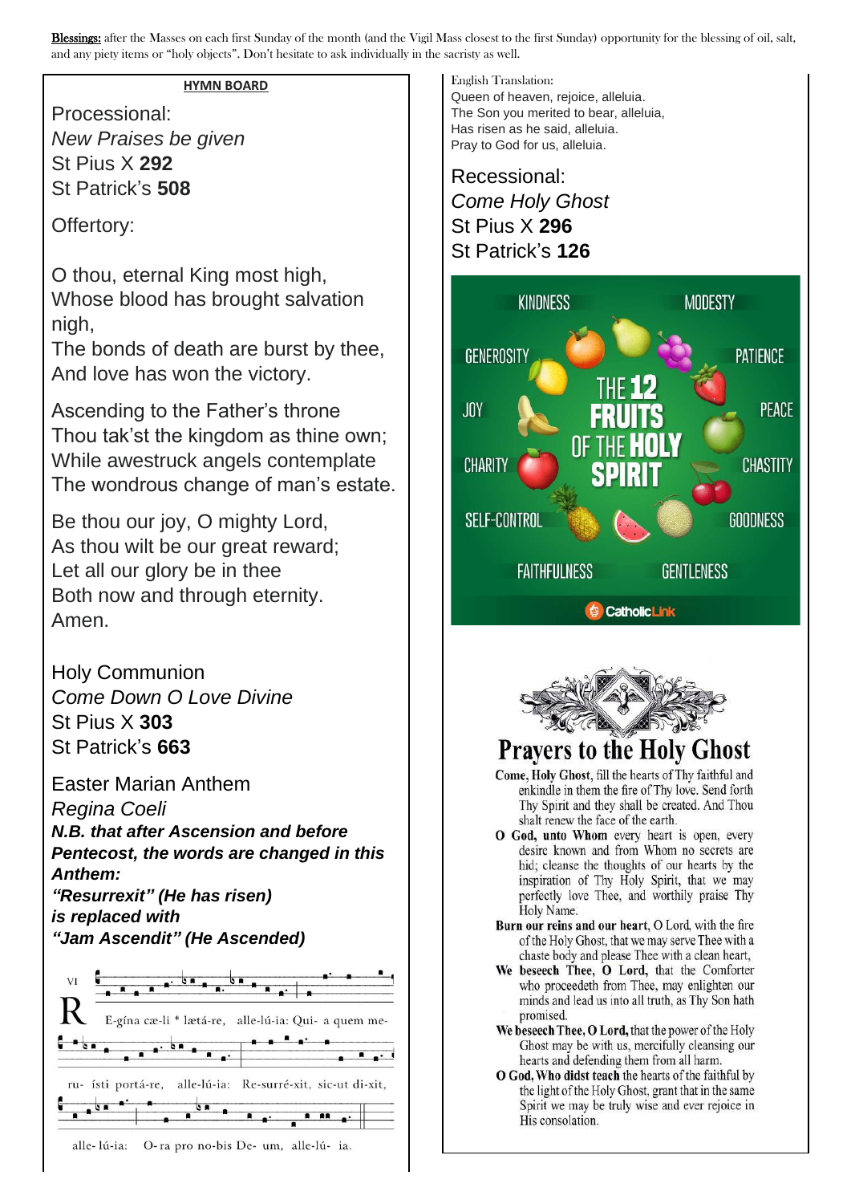**Blessings:** after the Masses on each first Sunday of the month (and the Vigil Mass closest to the first Sunday) opportunity for the blessing of oil, salt, and any piety items or "holy objects". Don't hesitate to ask individually in the sacristy as well.

**HYMN BOARD**

Processional:
*New Praises be given*
St Pius X **292**
St Patrick's **508**

Offertory:

O thou, eternal King most high,
Whose blood has brought salvation nigh,
The bonds of death are burst by thee,
And love has won the victory.

Ascending to the Father's throne
Thou tak'st the kingdom as thine own;
While awestruck angels contemplate
The wondrous change of man's estate.

Be thou our joy, O mighty Lord,
As thou wilt be our great reward;
Let all our glory be in thee
Both now and through eternity.
Amen.

Holy Communion
*Come Down O Love Divine*
St Pius X **303**
St Patrick's **663**

Easter Marian Anthem
*Regina Coeli*
***N.B. that after Ascension and before Pentecost, the words are changed in this Anthem:***
***"Resurrexit" (He has risen)***
***is replaced with***
***"Jam Ascendit" (He Ascended)***

VI

R-egína cæ-li * lætá-re, alle-lú-ia: Qui- a quem me-ru- ísti portá-re, alle-lú-ia: Re-surré-xit, sic-ut di-xit, alle- lú-ia: O- ra pro no-bis De- um, alle-lú- ia.

English Translation:
Queen of heaven, rejoice, alleluia.
The Son you merited to bear, alleluia,
Has risen as he said, alleluia.
Pray to God for us, alleluia.

Recessional:
*Come Holy Ghost*
St Pius X **296**
St Patrick's **126**

THE 12 FRUITS OF THE HOLY SPIRIT

KINDNESS
MODESTY
GENEROSITY
PATIENCE
JOY
PEACE
CHARITY
CHASTITY
SELF-CONTROL
GOODNESS
FAITHFULNESS
GENTLENESS

CatholicLink

# Prayers to the Holy Ghost

**Come, Holy Ghost**, fill the hearts of Thy faithful and enkindle in them the fire of Thy love. Send forth Thy Spirit and they shall be created. And Thou shalt renew the face of the earth.

**O God, unto Whom** every heart is open, every desire known and from Whom no secrets are hid; cleanse the thoughts of our hearts by the inspiration of Thy Holy Spirit, that we may perfectly love Thee, and worthily praise Thy Holy Name.

**Burn our reins and our heart**, O Lord, with the fire of the Holy Ghost, that we may serve Thee with a chaste body and please Thee with a clean heart.

**We beseech Thee, O Lord**, that the Comforter who proceedeth from Thee, may enlighten our minds and lead us into all truth, as Thy Son hath promised.

**We beseech Thee, O Lord**, that the power of the Holy Ghost may be with us, mercifully cleansing our hearts and defending them from all harm.

**O God, Who didst teach** the hearts of the faithful by the light of the Holy Ghost, grant that in the same Spirit we may be truly wise and ever rejoice in His consolation.